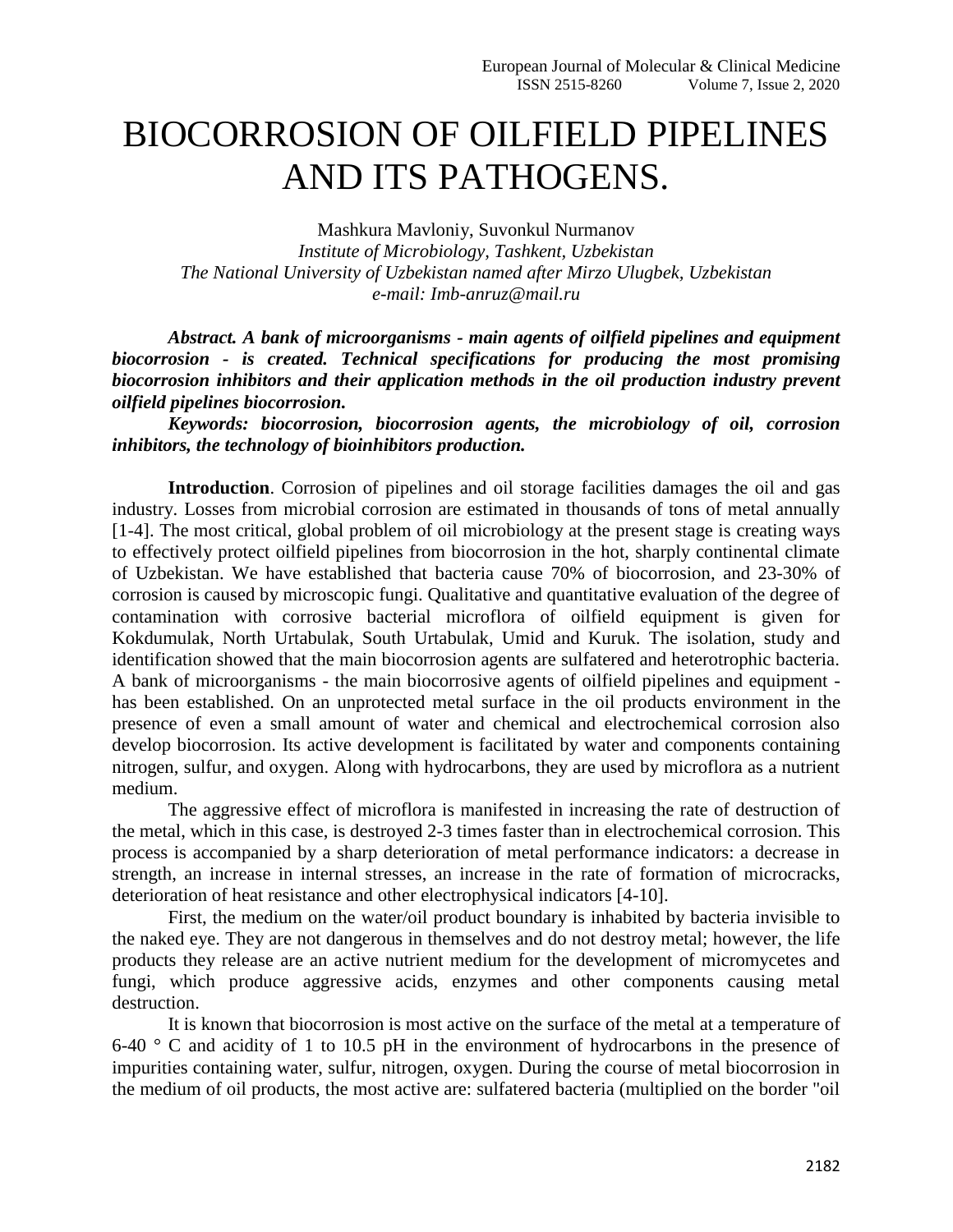# BIOCORROSION OF OILFIELD PIPELINES AND ITS PATHOGENS.

Mashkura Mavloniy, Suvonkul Nurmanov

*Institute of Microbiology, Tashkent, Uzbekistan*

*The National University of Uzbekistan named after Mirzo Ulugbek, Uzbekistan*

*e-mail: Imb-anruz@mail.ru*

***Abstract. A bank of microorganisms - main agents of oilfield pipelines and equipment biocorrosion - is created. Technical specifications for producing the most promising biocorrosion inhibitors and their application methods in the oil production industry prevent oilfield pipelines biocorrosion.***

***Keywords: biocorrosion, biocorrosion agents, the microbiology of oil, corrosion inhibitors, the technology of bioinhibitors production.***

**Introduction**. Corrosion of pipelines and oil storage facilities damages the oil and gas industry. Losses from microbial corrosion are estimated in thousands of tons of metal annually [1-4]. The most critical, global problem of oil microbiology at the present stage is creating ways to effectively protect oilfield pipelines from biocorrosion in the hot, sharply continental climate of Uzbekistan. We have established that bacteria cause 70% of biocorrosion, and 23-30% of corrosion is caused by microscopic fungi. Qualitative and quantitative evaluation of the degree of contamination with corrosive bacterial microflora of oilfield equipment is given for Kokdumulak, North Urtabulak, South Urtabulak, Umid and Kuruk. The isolation, study and identification showed that the main biocorrosion agents are sulfatered and heterotrophic bacteria. A bank of microorganisms - the main biocorrosive agents of oilfield pipelines and equipment - has been established. On an unprotected metal surface in the oil products environment in the presence of even a small amount of water and chemical and electrochemical corrosion also develop biocorrosion. Its active development is facilitated by water and components containing nitrogen, sulfur, and oxygen. Along with hydrocarbons, they are used by microflora as a nutrient medium.

The aggressive effect of microflora is manifested in increasing the rate of destruction of the metal, which in this case, is destroyed 2-3 times faster than in electrochemical corrosion. This process is accompanied by a sharp deterioration of metal performance indicators: a decrease in strength, an increase in internal stresses, an increase in the rate of formation of microcracks, deterioration of heat resistance and other electrophysical indicators [4-10].

First, the medium on the water/oil product boundary is inhabited by bacteria invisible to the naked eye. They are not dangerous in themselves and do not destroy metal; however, the life products they release are an active nutrient medium for the development of micromycetes and fungi, which produce aggressive acids, enzymes and other components causing metal destruction.

It is known that biocorrosion is most active on the surface of the metal at a temperature of 6-40 ° C and acidity of 1 to 10.5 pH in the environment of hydrocarbons in the presence of impurities containing water, sulfur, nitrogen, oxygen. During the course of metal biocorrosion in the medium of oil products, the most active are: sulfatered bacteria (multiplied on the border "oil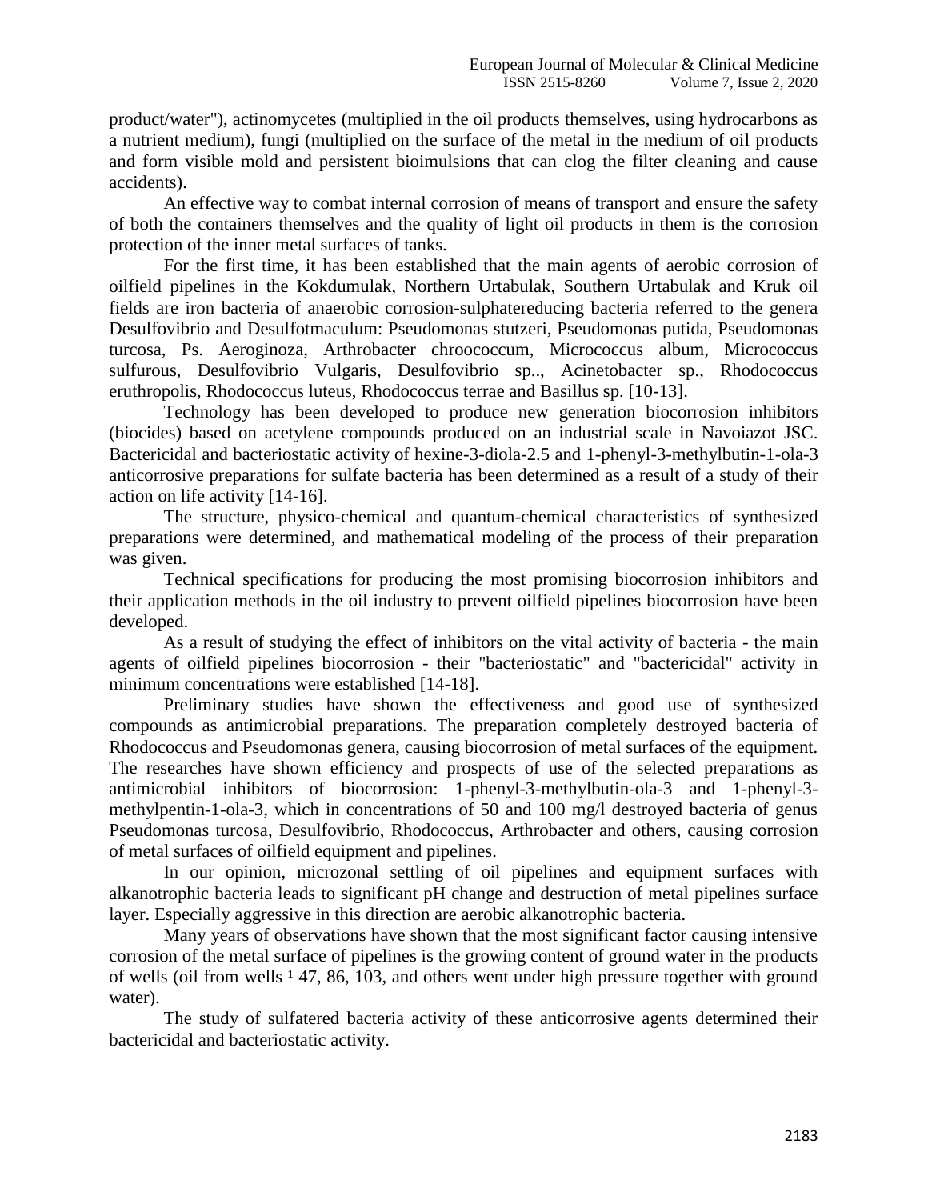product/water"), actinomycetes (multiplied in the oil products themselves, using hydrocarbons as a nutrient medium), fungi (multiplied on the surface of the metal in the medium of oil products and form visible mold and persistent bioimulsions that can clog the filter cleaning and cause accidents).

An effective way to combat internal corrosion of means of transport and ensure the safety of both the containers themselves and the quality of light oil products in them is the corrosion protection of the inner metal surfaces of tanks.

For the first time, it has been established that the main agents of aerobic corrosion of oilfield pipelines in the Kokdumulak, Northern Urtabulak, Southern Urtabulak and Kruk oil fields are iron bacteria of anaerobic corrosion-sulphatereducing bacteria referred to the genera Desulfovibrio and Desulfotmaculum: Pseudomonas stutzeri, Pseudomonas putida, Pseudomonas turcosa, Ps. Aeroginoza, Arthrobacter chroococcum, Micrococcus album, Micrococcus sulfurous, Desulfovibrio Vulgaris, Desulfovibrio sp.., Acinetobacter sp., Rhodococcus eruthropolis, Rhodococcus luteus, Rhodococcus terrae and Basillus sp. [10-13].

Technology has been developed to produce new generation biocorrosion inhibitors (biocides) based on acetylene compounds produced on an industrial scale in Navoiazot JSC. Bactericidal and bacteriostatic activity of hexine-3-diola-2.5 and 1-phenyl-3-methylbutin-1-ola-3 anticorrosive preparations for sulfate bacteria has been determined as a result of a study of their action on life activity [14-16].

The structure, physico-chemical and quantum-chemical characteristics of synthesized preparations were determined, and mathematical modeling of the process of their preparation was given.

Technical specifications for producing the most promising biocorrosion inhibitors and their application methods in the oil industry to prevent oilfield pipelines biocorrosion have been developed.

As a result of studying the effect of inhibitors on the vital activity of bacteria - the main agents of oilfield pipelines biocorrosion - their "bacteriostatic" and "bactericidal" activity in minimum concentrations were established [14-18].

Preliminary studies have shown the effectiveness and good use of synthesized compounds as antimicrobial preparations. The preparation completely destroyed bacteria of Rhodococcus and Pseudomonas genera, causing biocorrosion of metal surfaces of the equipment. The researches have shown efficiency and prospects of use of the selected preparations as antimicrobial inhibitors of biocorrosion: 1-phenyl-3-methylbutin-ola-3 and 1-phenyl-3-methylpentin-1-ola-3, which in concentrations of 50 and 100 mg/l destroyed bacteria of genus Pseudomonas turcosa, Desulfovibrio, Rhodococcus, Arthrobacter and others, causing corrosion of metal surfaces of oilfield equipment and pipelines.

In our opinion, microzonal settling of oil pipelines and equipment surfaces with alkanotrophic bacteria leads to significant pH change and destruction of metal pipelines surface layer. Especially aggressive in this direction are aerobic alkanotrophic bacteria.

Many years of observations have shown that the most significant factor causing intensive corrosion of the metal surface of pipelines is the growing content of ground water in the products of wells (oil from wells ¹ 47, 86, 103, and others went under high pressure together with ground water).

The study of sulfatered bacteria activity of these anticorrosive agents determined their bactericidal and bacteriostatic activity.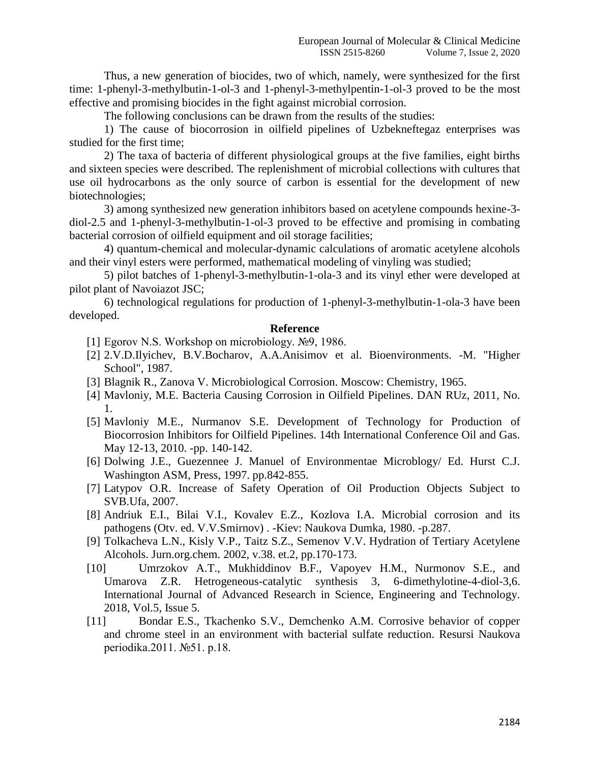Thus, a new generation of biocides, two of which, namely, were synthesized for the first time: 1-phenyl-3-methylbutin-1-ol-3 and 1-phenyl-3-methylpentin-1-ol-3 proved to be the most effective and promising biocides in the fight against microbial corrosion.

The following conclusions can be drawn from the results of the studies:

1) The cause of biocorrosion in oilfield pipelines of Uzbekneftegaz enterprises was studied for the first time;

2) The taxa of bacteria of different physiological groups at the five families, eight births and sixteen species were described. The replenishment of microbial collections with cultures that use oil hydrocarbons as the only source of carbon is essential for the development of new biotechnologies;

3) among synthesized new generation inhibitors based on acetylene compounds hexine-3-diol-2.5 and 1-phenyl-3-methylbutin-1-ol-3 proved to be effective and promising in combating bacterial corrosion of oilfield equipment and oil storage facilities;

4) quantum-chemical and molecular-dynamic calculations of aromatic acetylene alcohols and their vinyl esters were performed, mathematical modeling of vinyling was studied;

5) pilot batches of 1-phenyl-3-methylbutin-1-ola-3 and its vinyl ether were developed at pilot plant of Navoiazot JSC;

6) technological regulations for production of 1-phenyl-3-methylbutin-1-ola-3 have been developed.

## Reference

[1] Egorov N.S. Workshop on microbiology. №9, 1986.

[2] 2.V.D.Ilyichev, B.V.Bocharov, A.A.Anisimov et al. Bioenvironments. -M. "Higher School", 1987.

[3] Blagnik R., Zanova V. Microbiological Corrosion. Moscow: Chemistry, 1965.

[4] Mavloniy, M.E. Bacteria Causing Corrosion in Oilfield Pipelines. DAN RUz, 2011, No. 1.

[5] Mavloniy M.E., Nurmanov S.E. Development of Technology for Production of Biocorrosion Inhibitors for Oilfield Pipelines. 14th International Conference Oil and Gas. May 12-13, 2010. -pp. 140-142.

[6] Dolwing J.E., Guezennee J. Manuel of Environmentae Microblogy/ Ed. Hurst C.J. Washington ASM, Press, 1997. pp.842-855.

[7] Latypov O.R. Increase of Safety Operation of Oil Production Objects Subject to SVB.Ufa, 2007.

[8] Andriuk E.I., Bilai V.I., Kovalev E.Z., Kozlova I.A. Microbial corrosion and its pathogens (Otv. ed. V.V.Smirnov) . -Kiev: Naukova Dumka, 1980. -p.287.

[9] Tolkacheva L.N., Kisly V.P., Taitz S.Z., Semenov V.V. Hydration of Tertiary Acetylene Alcohols. Jurn.org.chem. 2002, v.38. et.2, pp.170-173.

[10] Umrzokov A.T., Mukhiddinov B.F., Vapoyev H.M., Nurmonov S.E., and Umarova Z.R. Hetrogeneous-catalytic synthesis 3, 6-dimethylotine-4-diol-3,6. International Journal of Advanced Research in Science, Engineering and Technology. 2018, Vol.5, Issue 5.

[11] Bondar E.S., Tkachenko S.V., Demchenko A.M. Corrosive behavior of copper and chrome steel in an environment with bacterial sulfate reduction. Resursi Naukova periodika.2011. №51. p.18.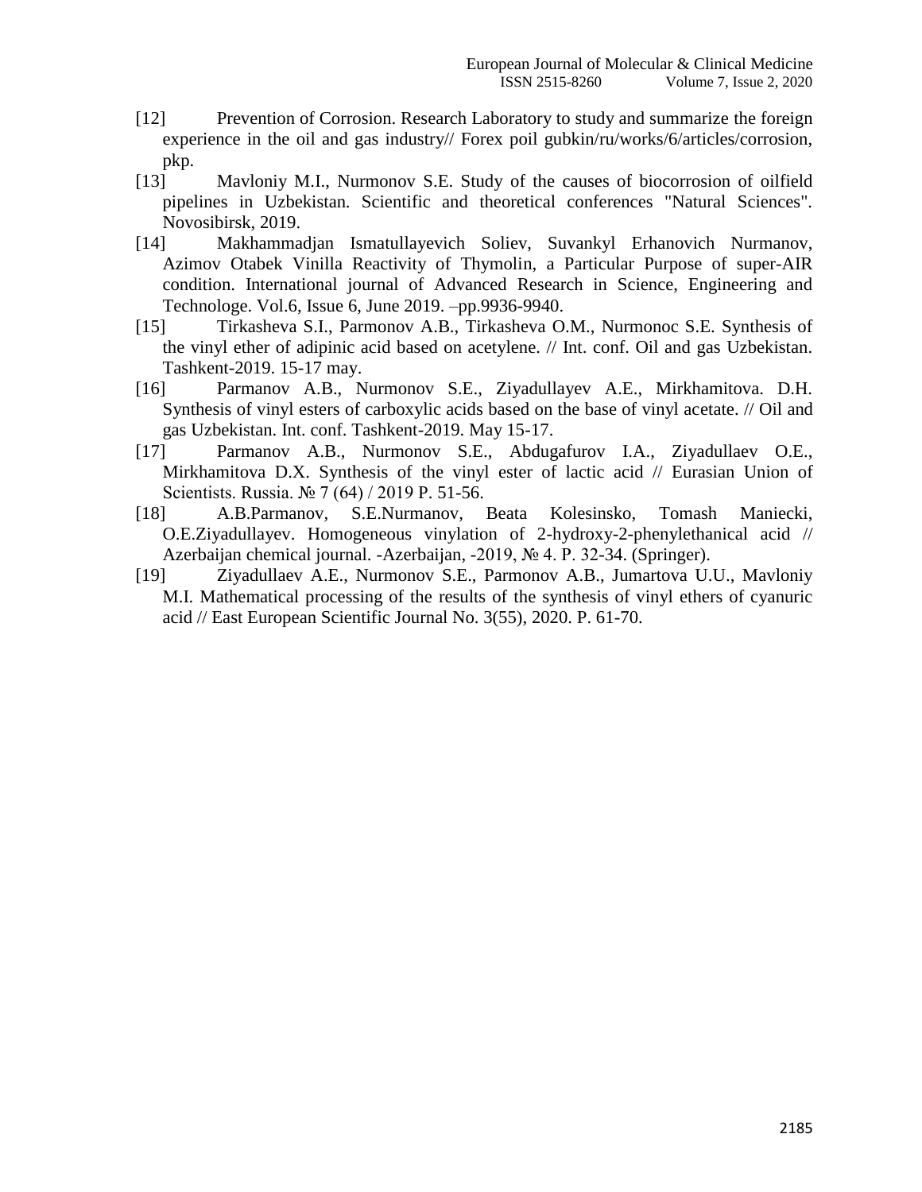[12] Prevention of Corrosion. Research Laboratory to study and summarize the foreign experience in the oil and gas industry// Forex poil gubkin/ru/works/6/articles/corrosion, pkp.

[13] Mavloniy M.I., Nurmonov S.E. Study of the causes of biocorrosion of oilfield pipelines in Uzbekistan. Scientific and theoretical conferences "Natural Sciences". Novosibirsk, 2019.

[14] Makhammadjan Ismatullayevich Soliev, Suvankyl Erhanovich Nurmanov, Azimov Otabek Vinilla Reactivity of Thymolin, a Particular Purpose of super-AIR condition. International journal of Advanced Research in Science, Engineering and Technologe. Vol.6, Issue 6, June 2019. –pp.9936-9940.

[15] Tirkasheva S.I., Parmonov A.B., Tirkasheva O.M., Nurmonoc S.E. Synthesis of the vinyl ether of adipinic acid based on acetylene. // Int. conf. Oil and gas Uzbekistan. Tashkent-2019. 15-17 may.

[16] Parmanov A.B., Nurmonov S.E., Ziyadullayev A.E., Mirkhamitova. D.H. Synthesis of vinyl esters of carboxylic acids based on the base of vinyl acetate. // Oil and gas Uzbekistan. Int. conf. Tashkent-2019. May 15-17.

[17] Parmanov A.B., Nurmonov S.E., Abdugafurov I.A., Ziyadullaev O.E., Mirkhamitova D.X. Synthesis of the vinyl ester of lactic acid // Eurasian Union of Scientists. Russia. № 7 (64) / 2019 P. 51-56.

[18] A.B.Parmanov, S.E.Nurmanov, Beata Kolesinsko, Tomash Maniecki, O.E.Ziyadullayev. Homogeneous vinylation of 2-hydroxy-2-phenylethanical acid // Azerbaijan chemical journal. -Azerbaijan, -2019, № 4. P. 32-34. (Springer).

[19] Ziyadullaev A.E., Nurmonov S.E., Parmonov A.B., Jumartova U.U., Mavloniy M.I. Mathematical processing of the results of the synthesis of vinyl ethers of cyanuric acid // East European Scientific Journal No. 3(55), 2020. P. 61-70.